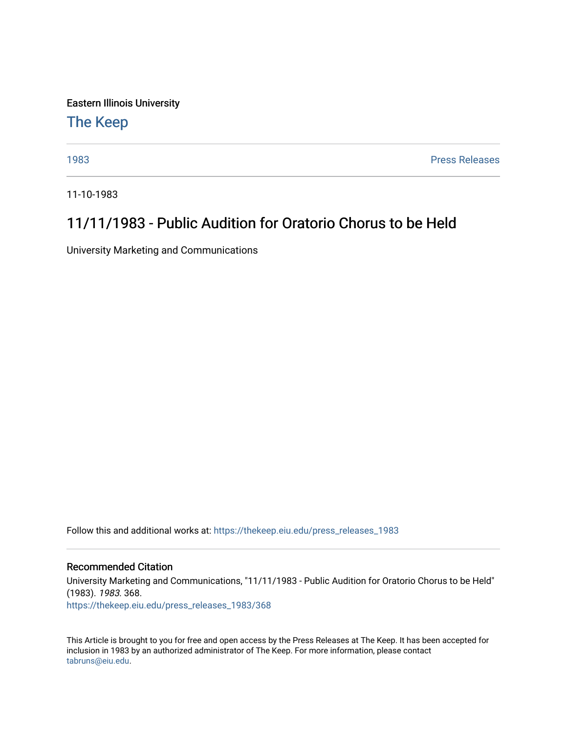Eastern Illinois University

# The Keep

1983 | Press Releases

11-10-1983

## 11/11/1983 - Public Audition for Oratorio Chorus to be Held

University Marketing and Communications

Follow this and additional works at: https://thekeep.eiu.edu/press_releases_1983

### Recommended Citation

University Marketing and Communications, "11/11/1983 - Public Audition for Oratorio Chorus to be Held" (1983). *1983*. 368.
https://thekeep.eiu.edu/press_releases_1983/368

This Article is brought to you for free and open access by the Press Releases at The Keep. It has been accepted for inclusion in 1983 by an authorized administrator of The Keep. For more information, please contact tabruns@eiu.edu.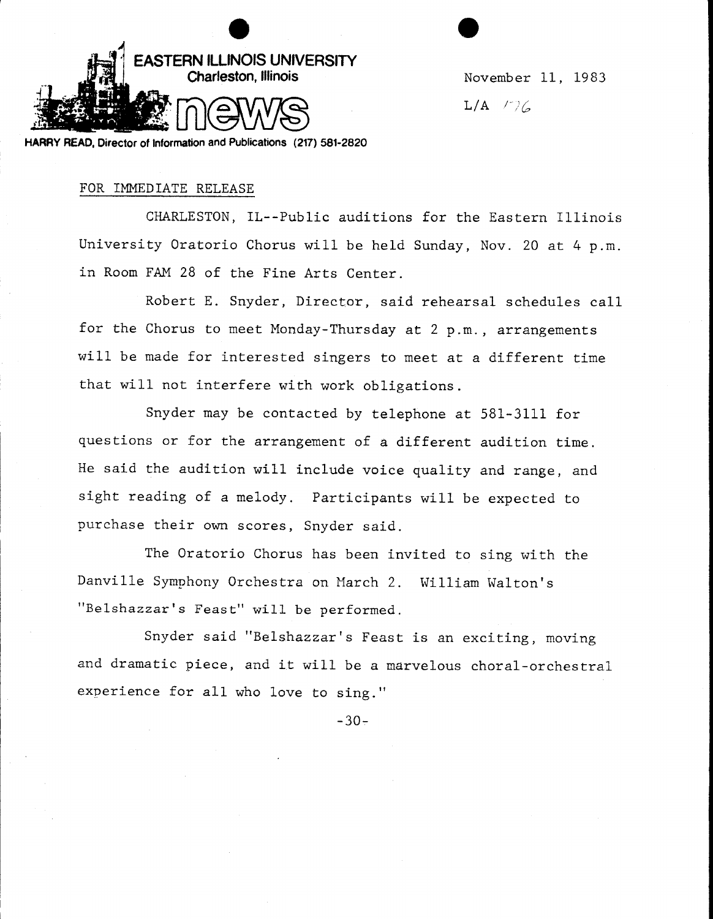**EASTERN ILLINOIS UNIVERSITY**
**Charleston, Illinois**

**news**

**HARRY READ, Director of Information and Publications (217) 581-2820**

November 11, 1983

L/A 176

FOR IMMEDIATE RELEASE

CHARLESTON, IL--Public auditions for the Eastern Illinois University Oratorio Chorus will be held Sunday, Nov. 20 at 4 p.m. in Room FAM 28 of the Fine Arts Center.

Robert E. Snyder, Director, said rehearsal schedules call for the Chorus to meet Monday-Thursday at 2 p.m., arrangements will be made for interested singers to meet at a different time that will not interfere with work obligations.

Snyder may be contacted by telephone at 581-3111 for questions or for the arrangement of a different audition time. He said the audition will include voice quality and range, and sight reading of a melody. Participants will be expected to purchase their own scores, Snyder said.

The Oratorio Chorus has been invited to sing with the Danville Symphony Orchestra on March 2. William Walton's "Belshazzar's Feast" will be performed.

Snyder said "Belshazzar's Feast is an exciting, moving and dramatic piece, and it will be a marvelous choral-orchestral experience for all who love to sing."

-30-